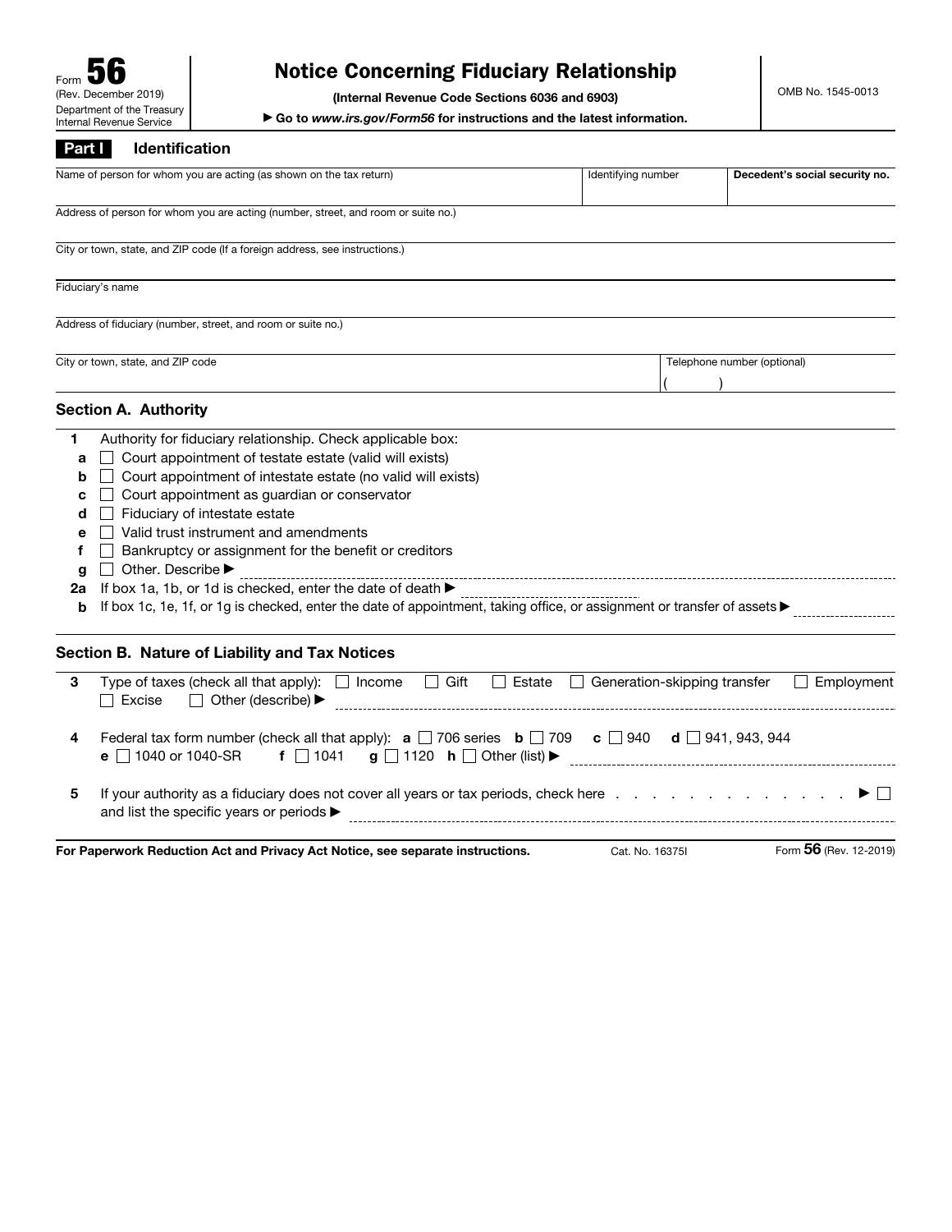Form **56** (Rev. December 2019) Department of the Treasury Internal Revenue Service

# Notice Concerning Fiduciary Relationship

**(Internal Revenue Code Sections 6036 and 6903)**

▶ **Go to** ***www.irs.gov/Form56*** **for instructions and the latest information.**

OMB No. 1545-0013

## Part I Identification

| Name of person for whom you are acting (as shown on the tax return) | Identifying number | **Decedent's social security no.** |
|---|---|---|
| | | |

Address of person for whom you are acting (number, street, and room or suite no.)

City or town, state, and ZIP code (If a foreign address, see instructions.)

Fiduciary's name

Address of fiduciary (number, street, and room or suite no.)

| City or town, state, and ZIP code | Telephone number (optional) |
|---|---|
| | ( ) |

### Section A. Authority

**1** Authority for fiduciary relationship. Check applicable box:

- **a** ☐ Court appointment of testate estate (valid will exists)
- **b** ☐ Court appointment of intestate estate (no valid will exists)
- **c** ☐ Court appointment as guardian or conservator
- **d** ☐ Fiduciary of intestate estate
- **e** ☐ Valid trust instrument and amendments
- **f** ☐ Bankruptcy or assignment for the benefit or creditors
- **g** ☐ Other. Describe ▶

**2a** If box 1a, 1b, or 1d is checked, enter the date of death ▶

**b** If box 1c, 1e, 1f, or 1g is checked, enter the date of appointment, taking office, or assignment or transfer of assets ▶

### Section B. Nature of Liability and Tax Notices

**3** Type of taxes (check all that apply): ☐ Income ☐ Gift ☐ Estate ☐ Generation-skipping transfer ☐ Employment ☐ Excise ☐ Other (describe) ▶

**4** Federal tax form number (check all that apply): **a** ☐ 706 series **b** ☐ 709 **c** ☐ 940 **d** ☐ 941, 943, 944 **e** ☐ 1040 or 1040-SR **f** ☐ 1041 **g** ☐ 1120 **h** ☐ Other (list) ▶

**5** If your authority as a fiduciary does not cover all years or tax periods, check here . . . . . . . . . . . . . . ▶ ☐ and list the specific years or periods ▶

**For Paperwork Reduction Act and Privacy Act Notice, see separate instructions.** Cat. No. 16375I Form **56** (Rev. 12-2019)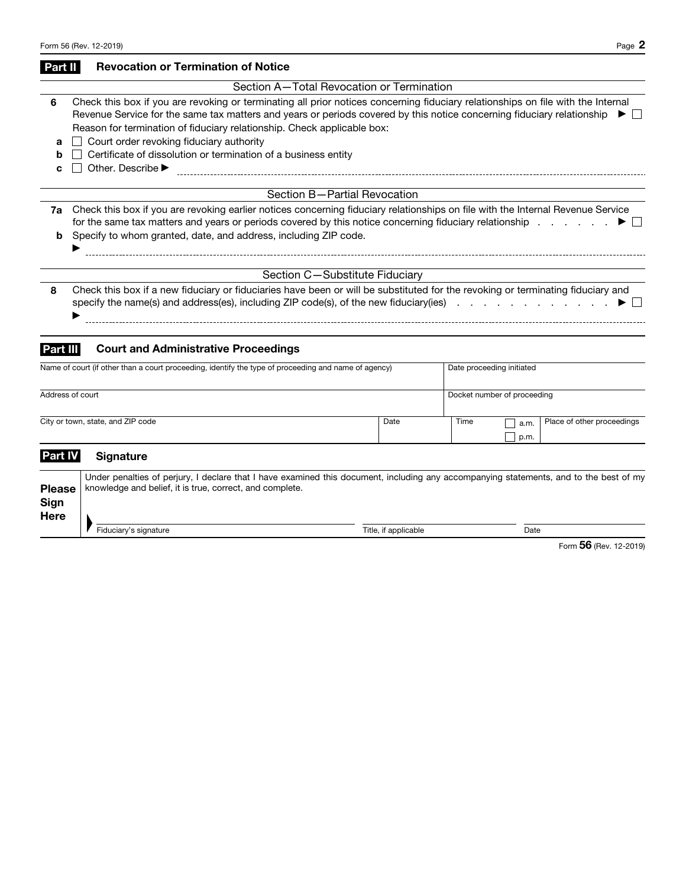## Part II Revocation or Termination of Notice

### Section A—Total Revocation or Termination

**6** Check this box if you are revoking or terminating all prior notices concerning fiduciary relationships on file with the Internal Revenue Service for the same tax matters and years or periods covered by this notice concerning fiduciary relationship ▶ ☐

Reason for termination of fiduciary relationship. Check applicable box:

**a** ☐ Court order revoking fiduciary authority

**b** ☐ Certificate of dissolution or termination of a business entity

**c** ☐ Other. Describe ▶

### Section B—Partial Revocation

**7a** Check this box if you are revoking earlier notices concerning fiduciary relationships on file with the Internal Revenue Service for the same tax matters and years or periods covered by this notice concerning fiduciary relationship . . . . . . . ▶ ☐

**b** Specify to whom granted, date, and address, including ZIP code.

▶

### Section C—Substitute Fiduciary

**8** Check this box if a new fiduciary or fiduciaries have been or will be substituted for the revoking or terminating fiduciary and specify the name(s) and address(es), including ZIP code(s), of the new fiduciary(ies) . . . . . . . . . . . . . ▶ ☐

▶

## Part III Court and Administrative Proceedings

| | | | |
|---|---|---|---|
| Name of court (if other than a court proceeding, identify the type of proceeding and name of agency) | | Date proceeding initiated | |
| Address of court | | Docket number of proceeding | |
| City or town, state, and ZIP code | Date | Time ☐ a.m. ☐ p.m. | Place of other proceedings |

## Part IV Signature

**Please Sign Here**

Under penalties of perjury, I declare that I have examined this document, including any accompanying statements, and to the best of my knowledge and belief, it is true, correct, and complete.

| | | |
|---|---|---|
| Fiduciary's signature | Title, if applicable | Date |

Form **56** (Rev. 12-2019)